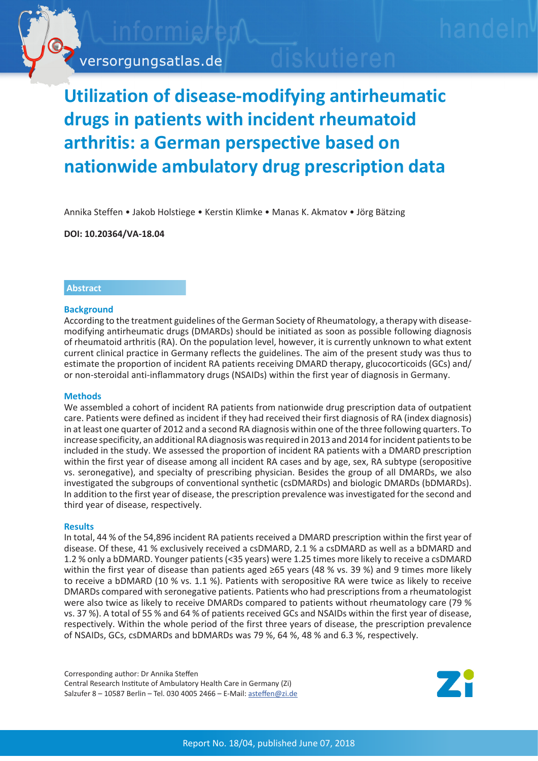# Utilization of disease-modifying antirheumatic drugs in patients with incident rheumatoid arthritis: a German perspective based on nationwide ambulatory drug prescription data

Annika Steffen • Jakob Holstiege • Kerstin Klimke • Manas K. Akmatov • Jörg Bätzing

**DOI: 10.20364/VA-18.04**

## Abstract

### Background

According to the treatment guidelines of the German Society of Rheumatology, a therapy with disease-modifying antirheumatic drugs (DMARDs) should be initiated as soon as possible following diagnosis of rheumatoid arthritis (RA). On the population level, however, it is currently unknown to what extent current clinical practice in Germany reflects the guidelines. The aim of the present study was thus to estimate the proportion of incident RA patients receiving DMARD therapy, glucocorticoids (GCs) and/or non-steroidal anti-inflammatory drugs (NSAIDs) within the first year of diagnosis in Germany.

### Methods

We assembled a cohort of incident RA patients from nationwide drug prescription data of outpatient care. Patients were defined as incident if they had received their first diagnosis of RA (index diagnosis) in at least one quarter of 2012 and a second RA diagnosis within one of the three following quarters. To increase specificity, an additional RA diagnosis was required in 2013 and 2014 for incident patients to be included in the study. We assessed the proportion of incident RA patients with a DMARD prescription within the first year of disease among all incident RA cases and by age, sex, RA subtype (seropositive vs. seronegative), and specialty of prescribing physician. Besides the group of all DMARDs, we also investigated the subgroups of conventional synthetic (csDMARDs) and biologic DMARDs (bDMARDs). In addition to the first year of disease, the prescription prevalence was investigated for the second and third year of disease, respectively.

### Results

In total, 44 % of the 54,896 incident RA patients received a DMARD prescription within the first year of disease. Of these, 41 % exclusively received a csDMARD, 2.1 % a csDMARD as well as a bDMARD and 1.2 % only a bDMARD. Younger patients (<35 years) were 1.25 times more likely to receive a csDMARD within the first year of disease than patients aged ≥65 years (48 % vs. 39 %) and 9 times more likely to receive a bDMARD (10 % vs. 1.1 %). Patients with seropositive RA were twice as likely to receive DMARDs compared with seronegative patients. Patients who had prescriptions from a rheumatologist were also twice as likely to receive DMARDs compared to patients without rheumatology care (79 % vs. 37 %). A total of 55 % and 64 % of patients received GCs and NSAIDs within the first year of disease, respectively. Within the whole period of the first three years of disease, the prescription prevalence of NSAIDs, GCs, csDMARDs and bDMARDs was 79 %, 64 %, 48 % and 6.3 %, respectively.

Corresponding author: Dr Annika Steffen
Central Research Institute of Ambulatory Health Care in Germany (Zi)
Salzufer 8 – 10587 Berlin – Tel. 030 4005 2466 – E-Mail: asteffen@zi.de

Report No. 18/04, published June 07, 2018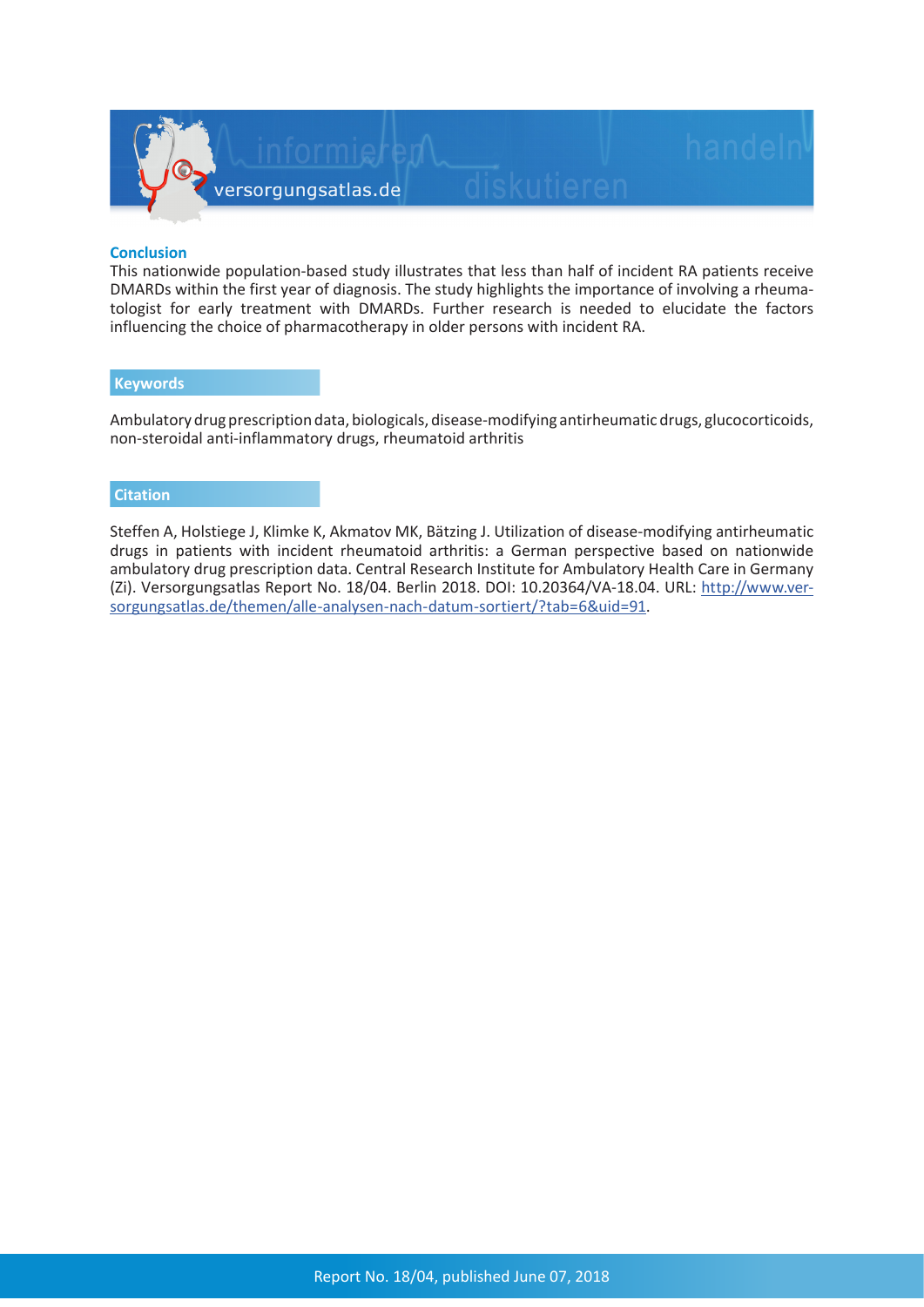## Conclusion

This nationwide population-based study illustrates that less than half of incident RA patients receive DMARDs within the first year of diagnosis. The study highlights the importance of involving a rheumatologist for early treatment with DMARDs. Further research is needed to elucidate the factors influencing the choice of pharmacotherapy in older persons with incident RA.

## Keywords

Ambulatory drug prescription data, biologicals, disease-modifying antirheumatic drugs, glucocorticoids, non-steroidal anti-inflammatory drugs, rheumatoid arthritis

## Citation

Steffen A, Holstiege J, Klimke K, Akmatov MK, Bätzing J. Utilization of disease-modifying antirheumatic drugs in patients with incident rheumatoid arthritis: a German perspective based on nationwide ambulatory drug prescription data. Central Research Institute for Ambulatory Health Care in Germany (Zi). Versorgungsatlas Report No. 18/04. Berlin 2018. DOI: 10.20364/VA-18.04. URL: http://www.versorgungsatlas.de/themen/alle-analysen-nach-datum-sortiert/?tab=6&uid=91.

Report No. 18/04, published June 07, 2018